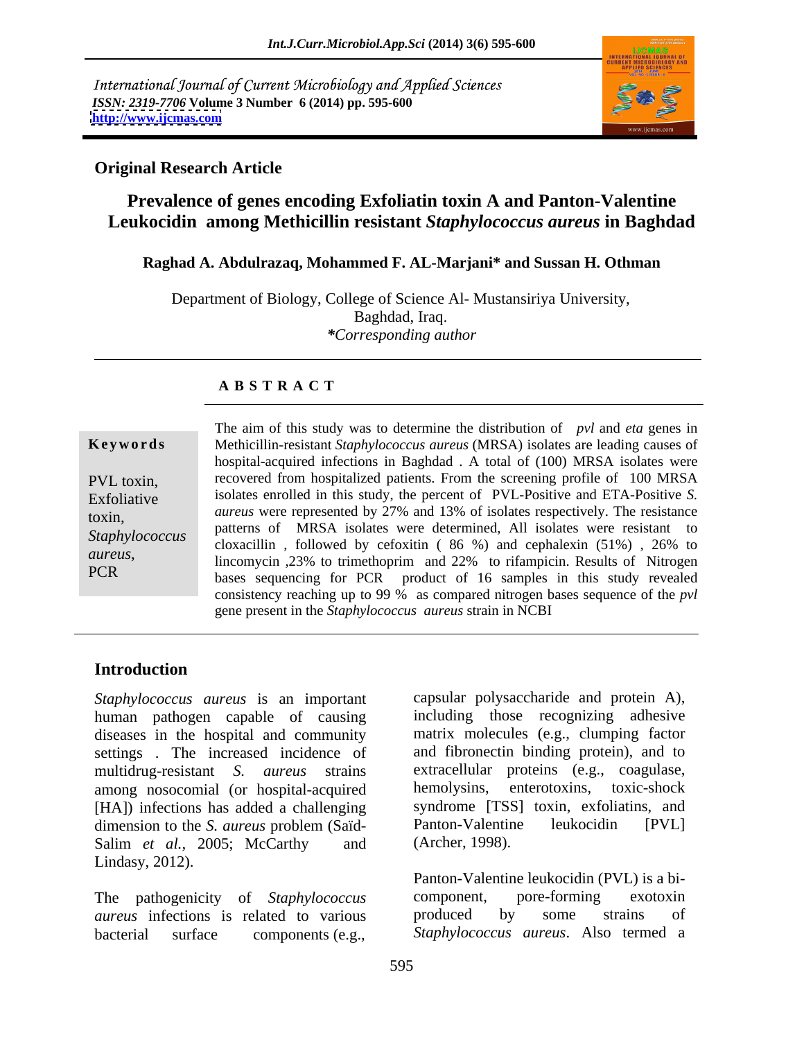International Journal of Current Microbiology and Applied Sciences
*ISSN: 2319-7706* **Volume 3 Number 6 (2014) pp. 595-600**
**http://www.ijcmas.com**

**Original Research Article**

# Prevalence of genes encoding Exfoliatin toxin A and Panton-Valentine Leukocidin among Methicillin resistant *Staphylococcus aureus* in Baghdad

**Raghad A. Abdulrazaq, Mohammed F. AL-Marjani\* and Sussan H. Othman**

Department of Biology, College of Science Al- Mustansiriya University, Baghdad, Iraq.
*\*Corresponding author*

## A B S T R A C T

**Keywords**

PVL toxin, Exfoliative toxin, *Staphylococcus aureus*, PCR

The aim of this study was to determine the distribution of *pvl* and *eta* genes in Methicillin-resistant *Staphylococcus aureus* (MRSA) isolates are leading causes of hospital-acquired infections in Baghdad . A total of (100) MRSA isolates were recovered from hospitalized patients. From the screening profile of 100 MRSA isolates enrolled in this study, the percent of PVL-Positive and ETA-Positive *S. aureus* were represented by 27% and 13% of isolates respectively. The resistance patterns of MRSA isolates were determined, All isolates were resistant to cloxacillin , followed by cefoxitin ( 86 %) and cephalexin (51%) , 26% to lincomycin ,23% to trimethoprim and 22% to rifampicin. Results of Nitrogen bases sequencing for PCR product of 16 samples in this study revealed consistency reaching up to 99 % as compared nitrogen bases sequence of the *pvl* gene present in the *Staphylococcus aureus* strain in NCBI

## Introduction

*Staphylococcus aureus* is an important human pathogen capable of causing diseases in the hospital and community settings . The increased incidence of multidrug-resistant *S. aureus* strains among nosocomial (or hospital-acquired [HA]) infections has added a challenging dimension to the *S. aureus* problem (Saïd-Salim *et al.*, 2005; McCarthy and Lindasy, 2012).

The pathogenicity of *Staphylococcus aureus* infections is related to various bacterial surface components (e.g., capsular polysaccharide and protein A), including those recognizing adhesive matrix molecules (e.g., clumping factor and fibronectin binding protein), and to extracellular proteins (e.g., coagulase, hemolysins, enterotoxins, toxic-shock syndrome [TSS] toxin, exfoliatins, and Panton-Valentine leukocidin [PVL] (Archer, 1998).

Panton-Valentine leukocidin (PVL) is a bi-component, pore-forming exotoxin produced by some strains of *Staphylococcus aureus*. Also termed a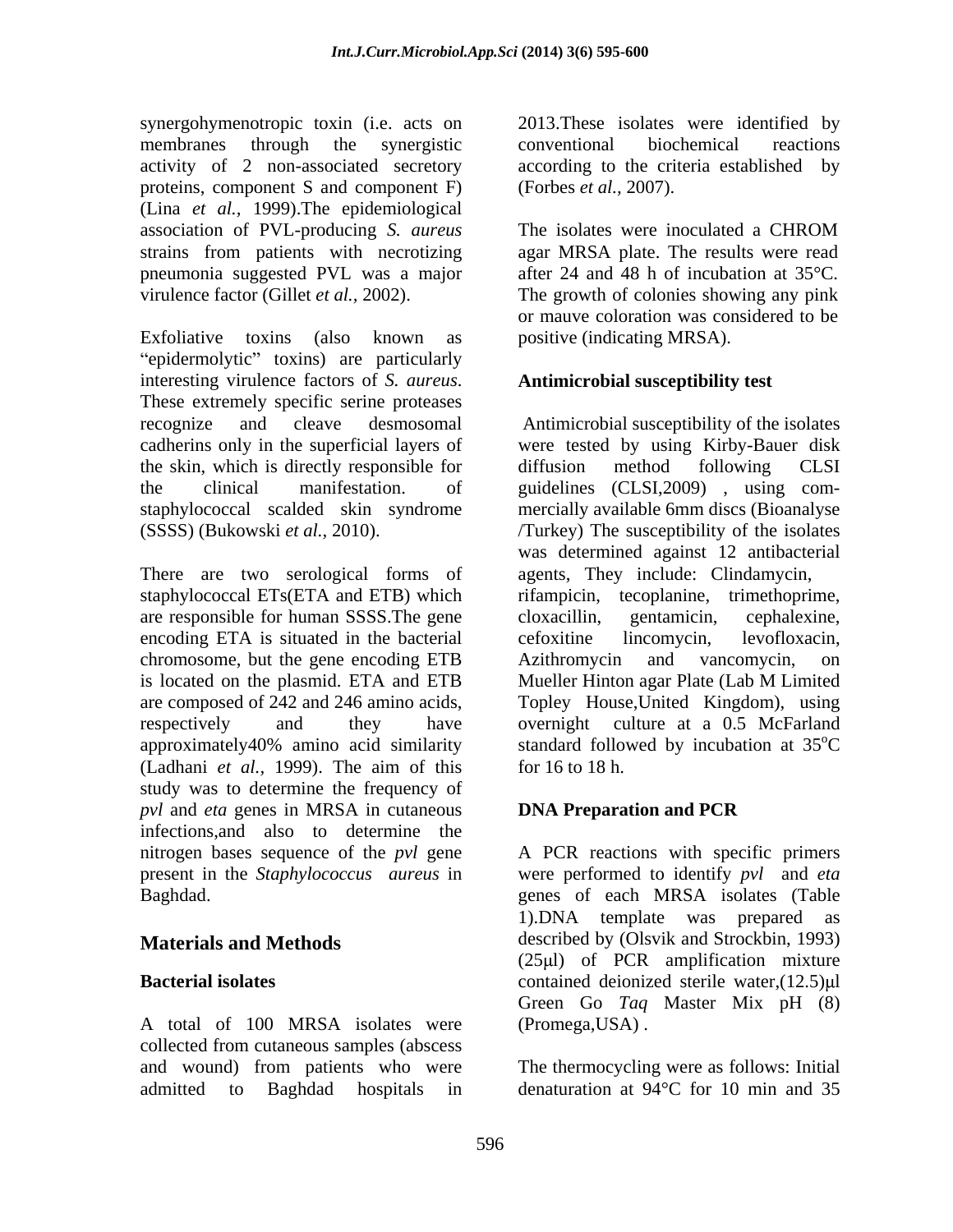synergohymenotropic toxin (i.e. acts on membranes through the synergistic activity of 2 non-associated secretory proteins, component S and component F) (Lina *et al.,* 1999).The epidemiological association of PVL-producing *S. aureus* strains from patients with necrotizing pneumonia suggested PVL was a major virulence factor (Gillet *et al.,* 2002).

Exfoliative toxins (also known as "epidermolytic" toxins) are particularly interesting virulence factors of *S. aureus*. These extremely specific serine proteases recognize and cleave desmosomal cadherins only in the superficial layers of the skin, which is directly responsible for the clinical manifestation. of staphylococcal scalded skin syndrome (SSSS) (Bukowski *et al.,* 2010).

There are two serological forms of staphylococcal ETs(ETA and ETB) which are responsible for human SSSS.The gene encoding ETA is situated in the bacterial chromosome, but the gene encoding ETB is located on the plasmid. ETA and ETB are composed of 242 and 246 amino acids, respectively and they have approximately40% amino acid similarity (Ladhani *et al.,* 1999). The aim of this study was to determine the frequency of *pvl* and *eta* genes in MRSA in cutaneous infections,and also to determine the nitrogen bases sequence of the *pvl* gene present in the *Staphylococcus aureus* in Baghdad.

## Materials and Methods

### Bacterial isolates

A total of 100 MRSA isolates were collected from cutaneous samples (abscess and wound) from patients who were admitted to Baghdad hospitals in 2013.These isolates were identified by conventional biochemical reactions according to the criteria established by (Forbes *et al.,* 2007).

The isolates were inoculated a CHROM agar MRSA plate. The results were read after 24 and 48 h of incubation at 35°C. The growth of colonies showing any pink or mauve coloration was considered to be positive (indicating MRSA).

### Antimicrobial susceptibility test

Antimicrobial susceptibility of the isolates were tested by using Kirby-Bauer disk diffusion method following CLSI guidelines (CLSI,2009) , using com-mercially available 6mm discs (Bioanalyse /Turkey) The susceptibility of the isolates was determined against 12 antibacterial agents, They include: Clindamycin, rifampicin, tecoplanine, trimethoprime, cloxacillin, gentamicin, cephalexine, cefoxitine lincomycin, levofloxacin, Azithromycin and vancomycin, on Mueller Hinton agar Plate (Lab M Limited Topley House,United Kingdom), using overnight culture at a 0.5 McFarland standard followed by incubation at 35$^{o}$C for 16 to 18 h.

### DNA Preparation and PCR

A PCR reactions with specific primers were performed to identify *pvl* and *eta* genes of each MRSA isolates (Table 1).DNA template was prepared as described by (Olsvik and Strockbin, 1993) (25μl) of PCR amplification mixture contained deionized sterile water,(12.5)μl Green Go *Taq* Master Mix pH (8) (Promega,USA) .

The thermocycling were as follows: Initial denaturation at 94°C for 10 min and 35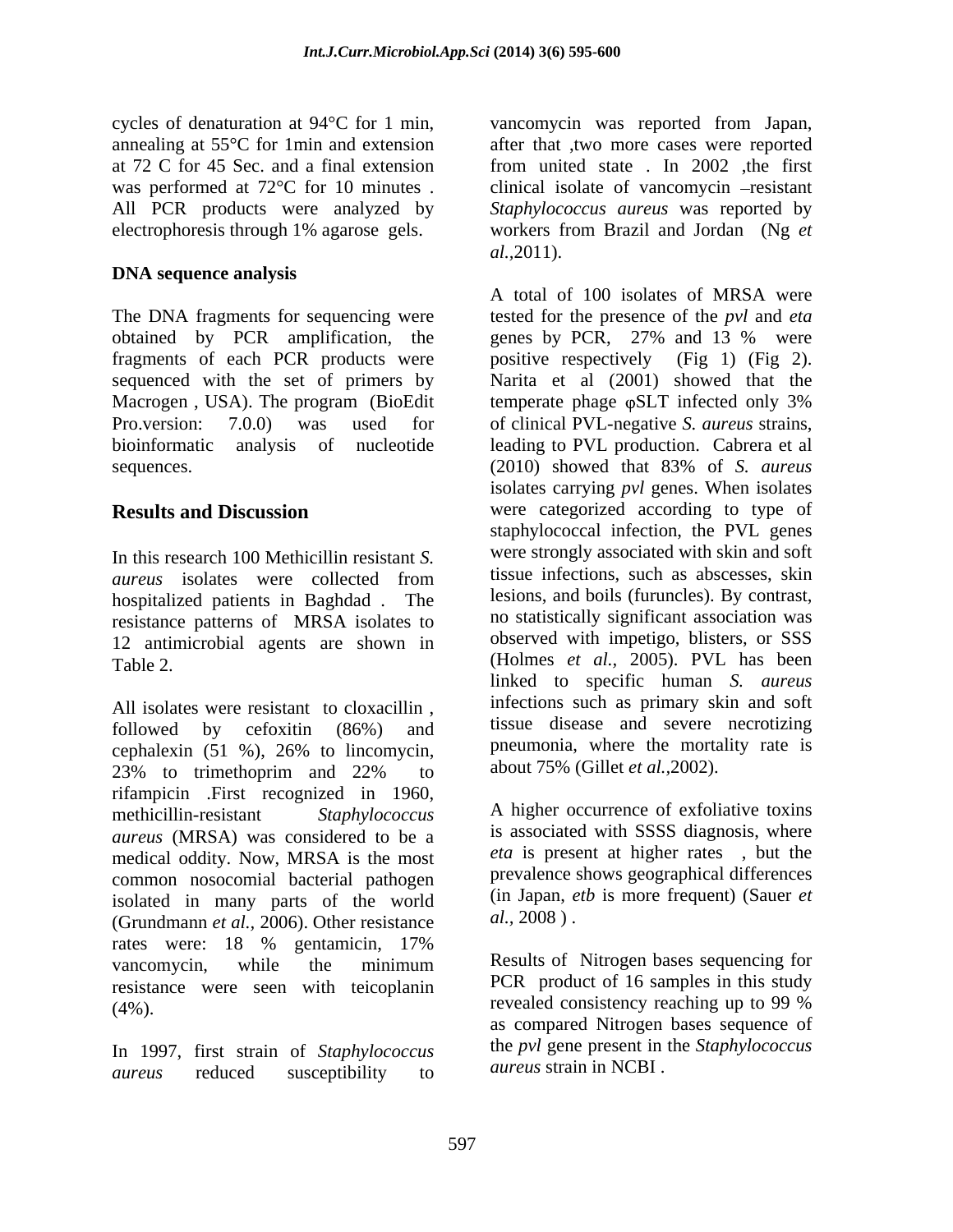cycles of denaturation at 94°C for 1 min, annealing at 55°C for 1min and extension at 72 C for 45 Sec. and a final extension was performed at 72°C for 10 minutes . All PCR products were analyzed by electrophoresis through 1% agarose gels.

### DNA sequence analysis

The DNA fragments for sequencing were obtained by PCR amplification, the fragments of each PCR products were sequenced with the set of primers by Macrogen , USA). The program (BioEdit Pro.version: 7.0.0) was used for bioinformatic analysis of nucleotide sequences.

## Results and Discussion

In this research 100 Methicillin resistant *S. aureus* isolates were collected from hospitalized patients in Baghdad . The resistance patterns of MRSA isolates to 12 antimicrobial agents are shown in Table 2.

All isolates were resistant to cloxacillin , followed by cefoxitin (86%) and cephalexin (51 %), 26% to lincomycin, 23% to trimethoprim and 22% to rifampicin .First recognized in 1960, methicillin-resistant *Staphylococcus aureus* (MRSA) was considered to be a medical oddity. Now, MRSA is the most common nosocomial bacterial pathogen isolated in many parts of the world (Grundmann *et al.,* 2006). Other resistance rates were: 18 % gentamicin, 17% vancomycin, while the minimum resistance were seen with teicoplanin (4%).

In 1997, first strain of *Staphylococcus aureus* reduced susceptibility to vancomycin was reported from Japan, after that ,two more cases were reported from united state . In 2002 ,the first clinical isolate of vancomycin –resistant *Staphylococcus aureus* was reported by workers from Brazil and Jordan (Ng *et al.,*2011).

A total of 100 isolates of MRSA were tested for the presence of the *pvl* and *eta* genes by PCR, 27% and 13 % were positive respectively (Fig 1) (Fig 2). Narita et al (2001) showed that the temperate phage φSLT infected only 3% of clinical PVL-negative *S. aureus* strains, leading to PVL production. Cabrera et al (2010) showed that 83% of *S. aureus* isolates carrying *pvl* genes. When isolates were categorized according to type of staphylococcal infection, the PVL genes were strongly associated with skin and soft tissue infections, such as abscesses, skin lesions, and boils (furuncles). By contrast, no statistically significant association was observed with impetigo, blisters, or SSS (Holmes *et al.,* 2005). PVL has been linked to specific human *S. aureus* infections such as primary skin and soft tissue disease and severe necrotizing pneumonia, where the mortality rate is about 75% (Gillet *et al.,*2002).

A higher occurrence of exfoliative toxins is associated with SSSS diagnosis, where *eta* is present at higher rates , but the prevalence shows geographical differences (in Japan, *etb* is more frequent) (Sauer *et al.,* 2008 ) .

Results of Nitrogen bases sequencing for PCR product of 16 samples in this study revealed consistency reaching up to 99 % as compared Nitrogen bases sequence of the *pvl* gene present in the *Staphylococcus aureus* strain in NCBI .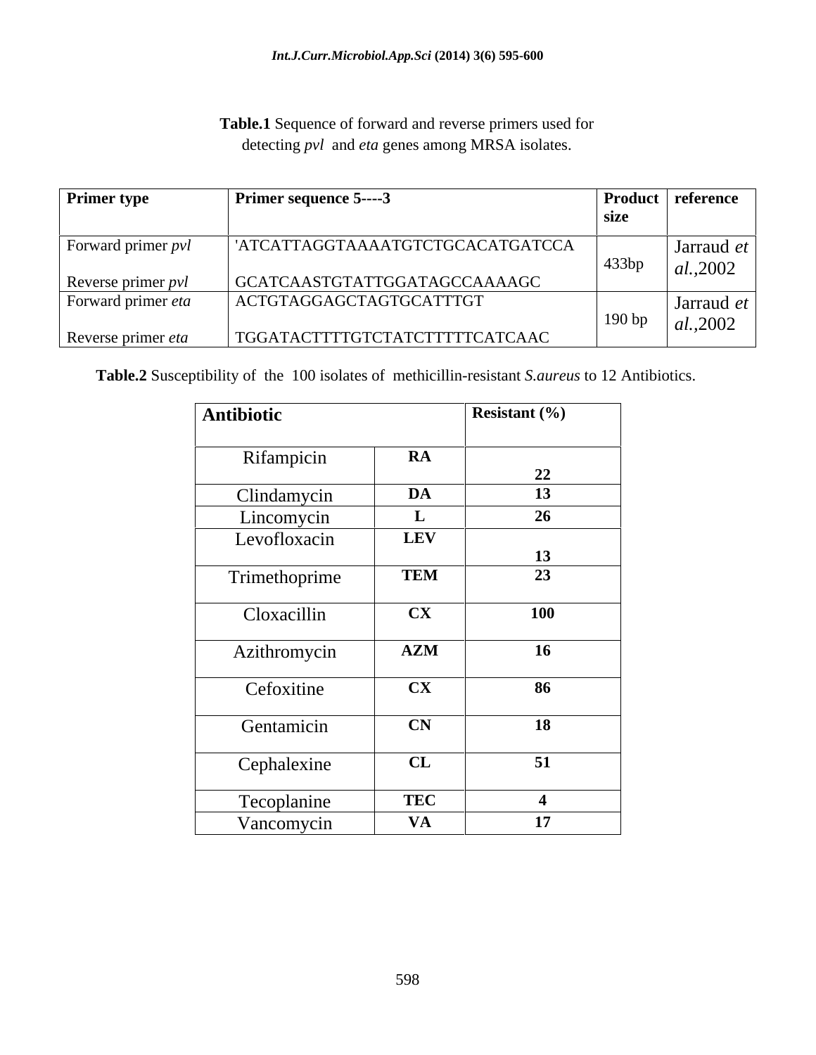**Table.1** Sequence of forward and reverse primers used for detecting *pvl* and *eta* genes among MRSA isolates.

| Primer type | Primer sequence 5----3 | Product size | reference |
|---|---|---|---|
| Forward primer *pvl* | 'ATCATTAGGTAAAATGTCTGCACATGATCCA | 433bp | Jarraud *et al.*,2002 |
| Reverse primer *pvl* | GCATCAASTGTATTGGATAGCCAAAAGC | | |
| Forward primer *eta* | ACTGTAGGAGCTAGTGCATTTGT | 190 bp | Jarraud *et al.*,2002 |
| Reverse primer *eta* | TGGATACTTTTGTCTATCTTTTTCATCAAC | | |

**Table.2** Susceptibility of the 100 isolates of methicillin-resistant *S.aureus* to 12 Antibiotics.

| Antibiotic | | Resistant (%) |
|---|---|---|
| Rifampicin | **RA** | **22** |
| Clindamycin | **DA** | **13** |
| Lincomycin | **L** | **26** |
| Levofloxacin | **LEV** | **13** |
| Trimethoprime | **TEM** | **23** |
| Cloxacillin | **CX** | **100** |
| Azithromycin | **AZM** | **16** |
| Cefoxitine | **CX** | **86** |
| Gentamicin | **CN** | **18** |
| Cephalexine | **CL** | **51** |
| Tecoplanine | **TEC** | **4** |
| Vancomycin | **VA** | **17** |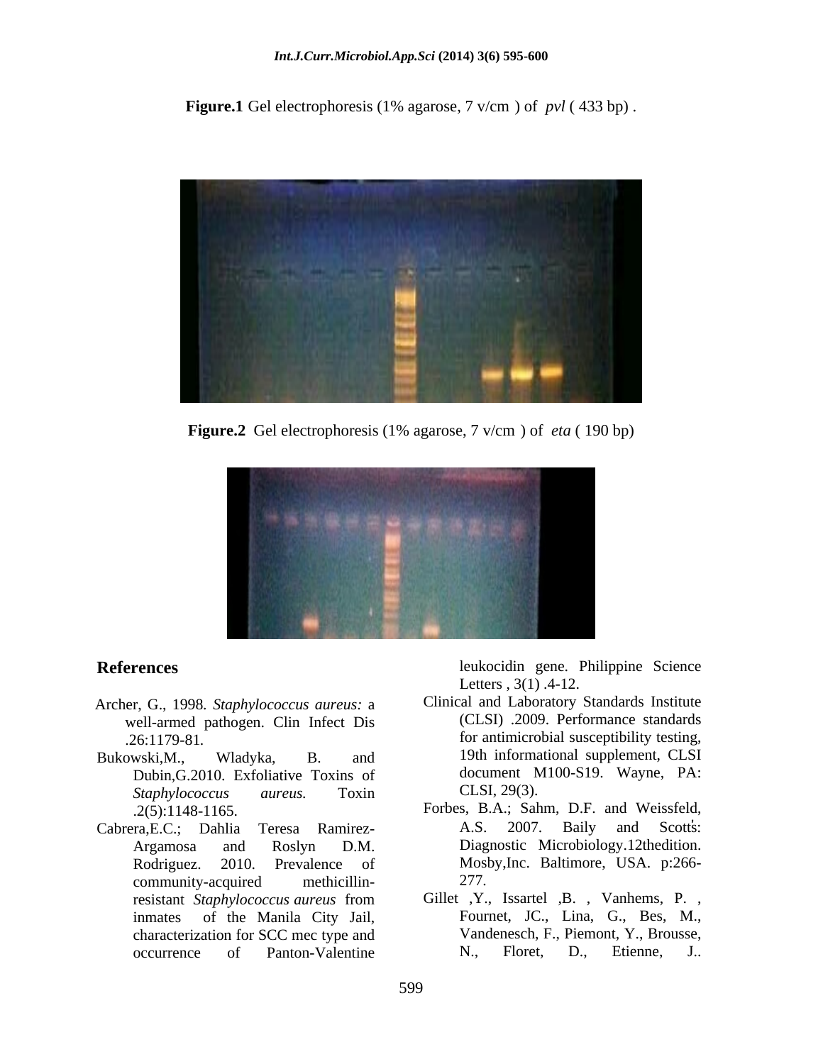**Figure.1** Gel electrophoresis (1% agarose, 7 v/cm ) of *pvl* ( 433 bp) .

**Figure.2** Gel electrophoresis (1% agarose, 7 v/cm ) of *eta* ( 190 bp)

## References

Archer, G., 1998. *Staphylococcus aureus:* a well-armed pathogen. Clin Infect Dis .26:1179-81.

Bukowski,M., Wladyka, B. and Dubin,G.2010. Exfoliative Toxins of *Staphylococcus aureus.* Toxin .2(5):1148-1165.

Cabrera,E.C.; Dahlia Teresa Ramirez-Argamosa and Roslyn D.M. Rodriguez. 2010. Prevalence of community-acquired methicillin-resistant *Staphylococcus aureus* from inmates of the Manila City Jail, characterization for SCC mec type and occurrence of Panton-Valentine leukocidin gene. Philippine Science Letters , 3(1) .4-12.

Clinical and Laboratory Standards Institute (CLSI) .2009. Performance standards for antimicrobial susceptibility testing, 19th informational supplement, CLSI document M100-S19. Wayne, PA: CLSI, 29(3).

Forbes, B.A.; Sahm, D.F. and Weissfeld, A.S. 2007. Baily and Scott's: Diagnostic Microbiology.12thedition. Mosby,Inc. Baltimore, USA. p:266-277.

Gillet ,Y., Issartel ,B. , Vanhems, P. , Fournet, JC., Lina, G., Bes, M., Vandenesch, F., Piemont, Y., Brousse, N., Floret, D., Etienne, J..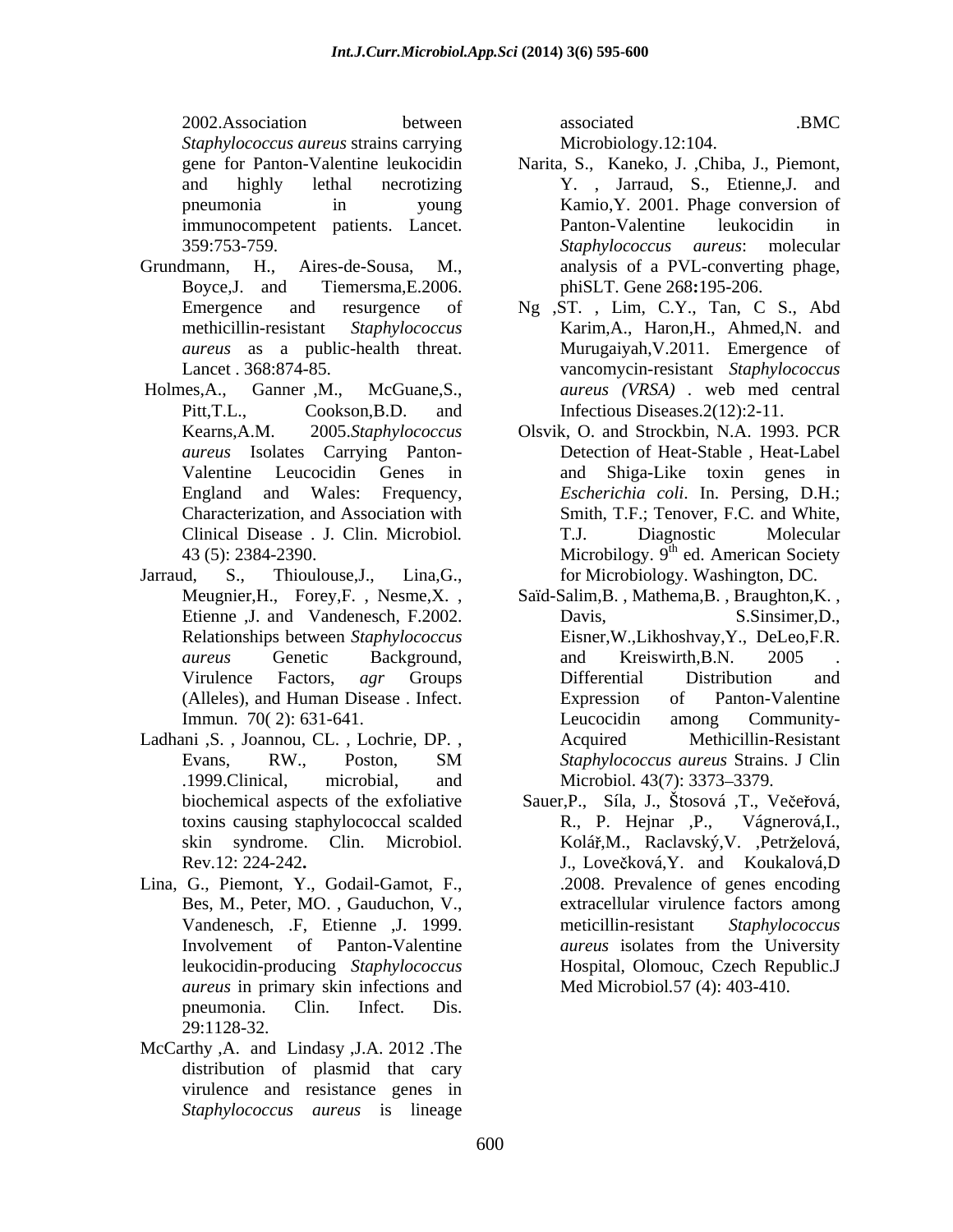2002.Association between *Staphylococcus aureus* strains carrying gene for Panton-Valentine leukocidin and highly lethal necrotizing pneumonia in young immunocompetent patients. Lancet. 359:753-759.

Grundmann, H., Aires-de-Sousa, M., Boyce,J. and Tiemersma,E.2006. Emergence and resurgence of methicillin-resistant *Staphylococcus aureus* as a public-health threat. Lancet . 368:874-85.

Holmes,A., Ganner ,M., McGuane,S., Pitt,T.L., Cookson,B.D. and Kearns,A.M. 2005.*Staphylococcus aureus* Isolates Carrying Panton-Valentine Leucocidin Genes in England and Wales: Frequency, Characterization, and Association with Clinical Disease . J. Clin. Microbiol. 43 (5): 2384-2390.

Jarraud, S., Thioulouse,J., Lina,G., Meugnier,H., Forey,F. , Nesme,X. , Etienne ,J. and Vandenesch, F.2002. Relationships between *Staphylococcus aureus* Genetic Background, Virulence Factors, *agr* Groups (Alleles), and Human Disease . Infect. Immun. 70( 2): 631-641.

Ladhani ,S. , Joannou, CL. , Lochrie, DP. , Evans, RW., Poston, SM .1999.Clinical, microbial, and biochemical aspects of the exfoliative toxins causing staphylococcal scalded skin syndrome. Clin. Microbiol. Rev.12: 224-242**.**

Lina, G., Piemont, Y., Godail-Gamot, F., Bes, M., Peter, MO. , Gauduchon, V., Vandenesch, .F, Etienne ,J. 1999. Involvement of Panton-Valentine leukocidin-producing *Staphylococcus aureus* in primary skin infections and pneumonia. Clin. Infect. Dis. 29:1128-32.

McCarthy ,A. and Lindasy ,J.A. 2012 .The distribution of plasmid that cary virulence and resistance genes in *Staphylococcus aureus* is lineage associated .BMC Microbiology.12:104.

Narita, S., Kaneko, J. ,Chiba, J., Piemont, Y. , Jarraud, S., Etienne,J. and Kamio,Y. 2001. Phage conversion of Panton-Valentine leukocidin in *Staphylococcus aureus*: molecular analysis of a PVL-converting phage, phiSLT. Gene 268**:**195-206.

Ng ,ST. , Lim, C.Y., Tan, C S., Abd Karim,A., Haron,H., Ahmed,N. and Murugaiyah,V.2011. Emergence of vancomycin-resistant *Staphylococcus aureus (VRSA)* . web med central Infectious Diseases.2(12):2-11.

Olsvik, O. and Strockbin, N.A. 1993. PCR Detection of Heat-Stable , Heat-Label and Shiga-Like toxin genes in *Escherichia coli*. In. Persing, D.H.; Smith, T.F.; Tenover, F.C. and White, T.J. Diagnostic Molecular Microbilogy. 9$^{th}$ ed. American Society for Microbiology. Washington, DC.

Saïd-Salim,B. , Mathema,B. , Braughton,K. , Davis, S.Sinsimer,D., Eisner,W.,Likhoshvay,Y., DeLeo,F.R. and Kreiswirth,B.N. 2005 . Differential Distribution and Expression of Panton-Valentine Leucocidin among Community-Acquired Methicillin-Resistant *Staphylococcus aureus* Strains. J Clin Microbiol. 43(7): 3373–3379.

Sauer,P., Síla, J., Štosová ,T., Večeřová, R., P. Hejnar ,P., Vágnerová,I., Kolář,M., Raclavský,V. ,Petrželová, J., Lovečková,Y. and Koukalová,D .2008. Prevalence of genes encoding extracellular virulence factors among meticillin-resistant *Staphylococcus aureus* isolates from the University Hospital, Olomouc, Czech Republic.J Med Microbiol.57 (4): 403-410.